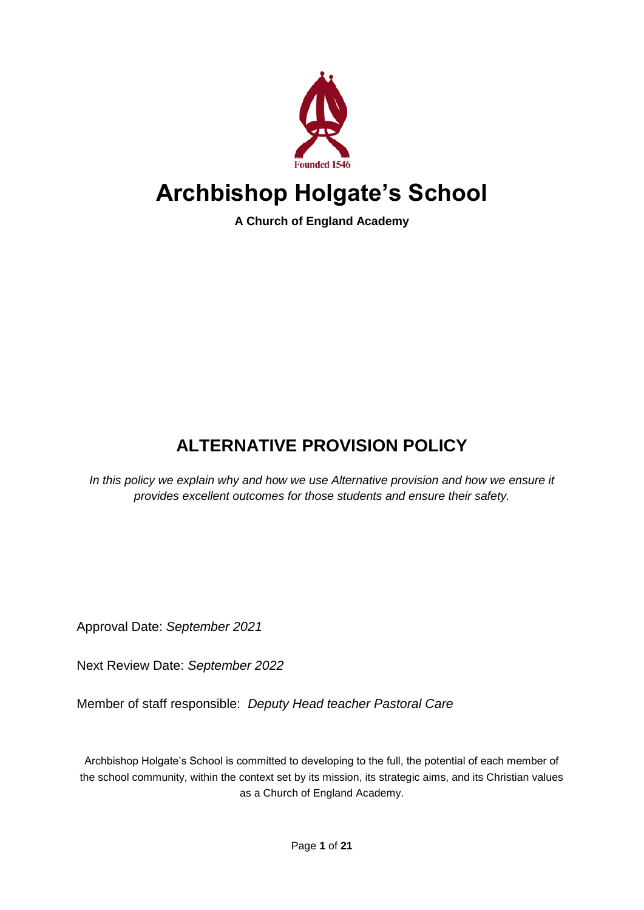Founded 1546

# Archbishop Holgate's School

**A Church of England Academy**

## ALTERNATIVE PROVISION POLICY

*In this policy we explain why and how we use Alternative provision and how we ensure it provides excellent outcomes for those students and ensure their safety.*

Approval Date: *September 2021*

Next Review Date: *September 2022*

Member of staff responsible: *Deputy Head teacher Pastoral Care*

Archbishop Holgate's School is committed to developing to the full, the potential of each member of the school community, within the context set by its mission, its strategic aims, and its Christian values as a Church of England Academy.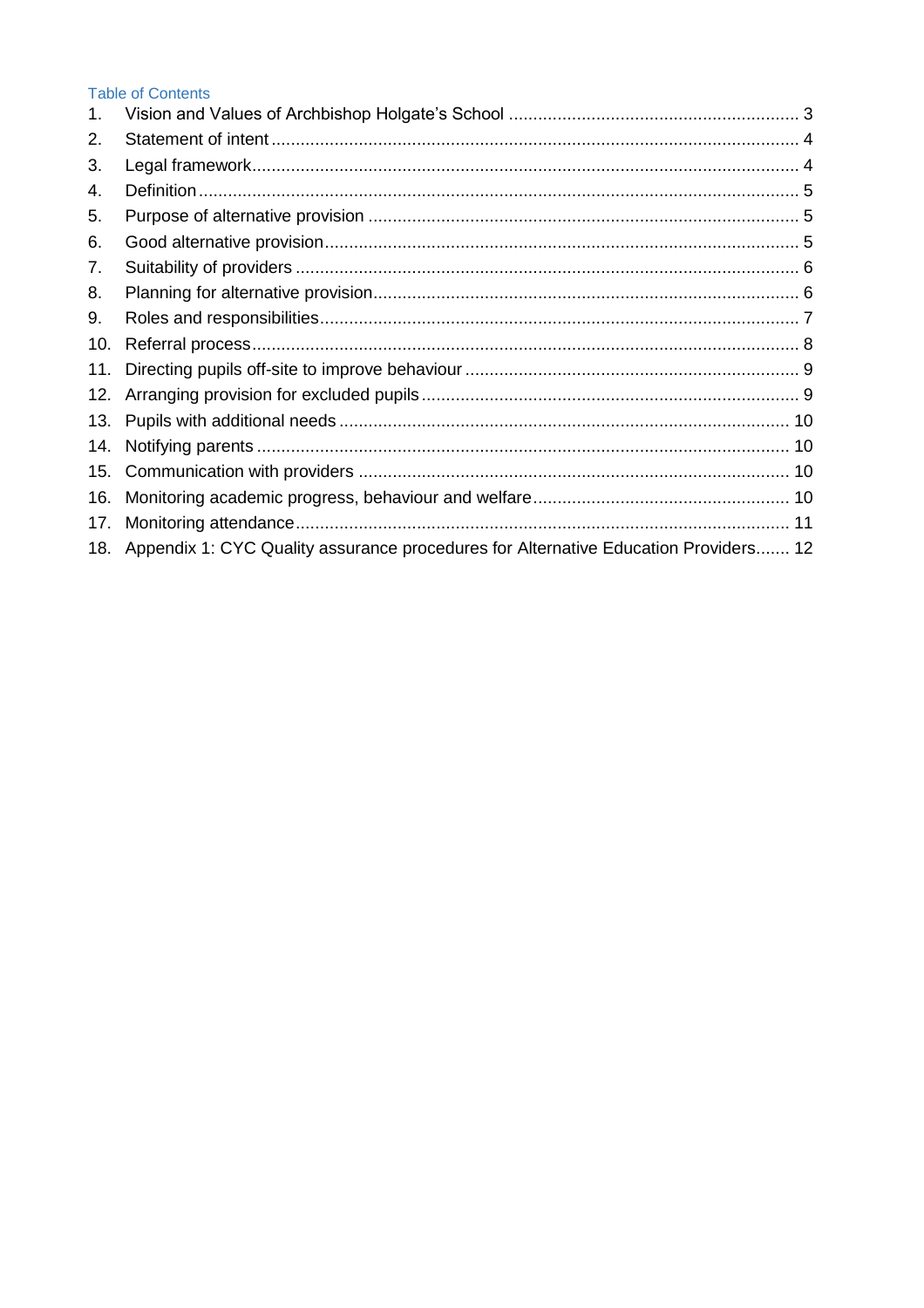## Table of Contents

1. Vision and Values of Archbishop Holgate's School ..... 3
2. Statement of intent ..... 4
3. Legal framework ..... 4
4. Definition ..... 5
5. Purpose of alternative provision ..... 5
6. Good alternative provision ..... 5
7. Suitability of providers ..... 6
8. Planning for alternative provision ..... 6
9. Roles and responsibilities ..... 7
10. Referral process ..... 8
11. Directing pupils off-site to improve behaviour ..... 9
12. Arranging provision for excluded pupils ..... 9
13. Pupils with additional needs ..... 10
14. Notifying parents ..... 10
15. Communication with providers ..... 10
16. Monitoring academic progress, behaviour and welfare ..... 10
17. Monitoring attendance ..... 11
18. Appendix 1: CYC Quality assurance procedures for Alternative Education Providers ..... 12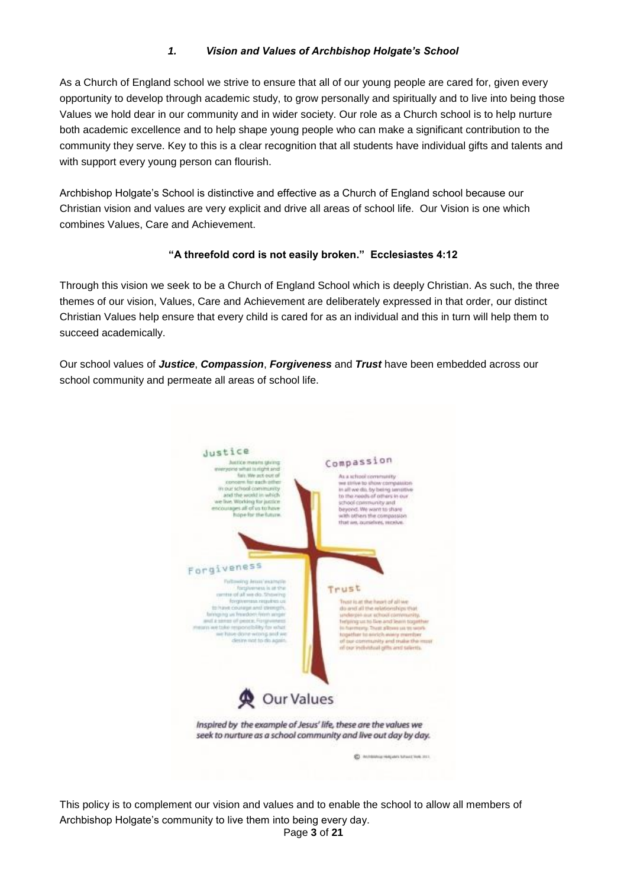### *1. Vision and Values of Archbishop Holgate's School*

As a Church of England school we strive to ensure that all of our young people are cared for, given every opportunity to develop through academic study, to grow personally and spiritually and to live into being those Values we hold dear in our community and in wider society. Our role as a Church school is to help nurture both academic excellence and to help shape young people who can make a significant contribution to the community they serve. Key to this is a clear recognition that all students have individual gifts and talents and with support every young person can flourish.

Archbishop Holgate's School is distinctive and effective as a Church of England school because our Christian vision and values are very explicit and drive all areas of school life. Our Vision is one which combines Values, Care and Achievement.

**"A threefold cord is not easily broken." Ecclesiastes 4:12**

Through this vision we seek to be a Church of England School which is deeply Christian. As such, the three themes of our vision, Values, Care and Achievement are deliberately expressed in that order, our distinct Christian Values help ensure that every child is cared for as an individual and this in turn will help them to succeed academically.

Our school values of ***Justice***, ***Compassion***, ***Forgiveness*** and ***Trust*** have been embedded across our school community and permeate all areas of school life.

**Justice**

Justice means giving everyone what is right and fair. We act out of concern for each other in our school community and the world in which we live. Working for justice encourages all of us to have hope for the future.

**Compassion**

As a school community we strive to show compassion in all we do, by being sensitive to the needs of others in our school community and beyond. We want to share with others the compassion that we, ourselves, receive.

**Forgiveness**

Following Jesus' example forgiveness is at the centre of all we do. Showing forgiveness requires us to have courage and strength, bringing us freedom from anger and a sense of peace. Forgiveness means we take responsibility for what we have done wrong and we desire not to do so again.

**Trust**

Trust is at the heart of all we do and all the relationships that underpin our school community, helping us to live and learn together in harmony. Trust allows us to work together to enrich every member of our community and make the most of our individual gifts and talents.

**Our Values**

*Inspired by the example of Jesus' life, these are the values we seek to nurture as a school community and live out day by day.*

© Archbishop Holgate's School York 2011

This policy is to complement our vision and values and to enable the school to allow all members of Archbishop Holgate's community to live them into being every day.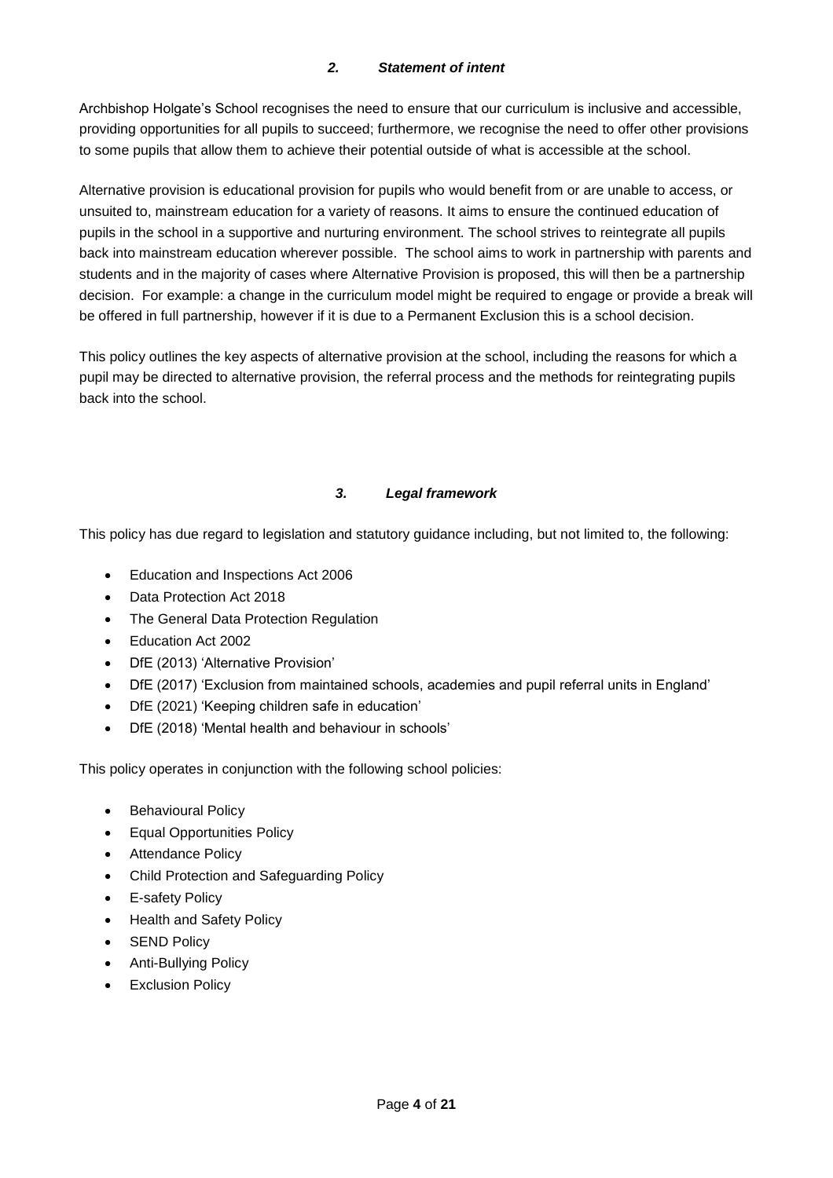## *2. Statement of intent*

Archbishop Holgate's School recognises the need to ensure that our curriculum is inclusive and accessible, providing opportunities for all pupils to succeed; furthermore, we recognise the need to offer other provisions to some pupils that allow them to achieve their potential outside of what is accessible at the school.

Alternative provision is educational provision for pupils who would benefit from or are unable to access, or unsuited to, mainstream education for a variety of reasons. It aims to ensure the continued education of pupils in the school in a supportive and nurturing environment. The school strives to reintegrate all pupils back into mainstream education wherever possible. The school aims to work in partnership with parents and students and in the majority of cases where Alternative Provision is proposed, this will then be a partnership decision. For example: a change in the curriculum model might be required to engage or provide a break will be offered in full partnership, however if it is due to a Permanent Exclusion this is a school decision.

This policy outlines the key aspects of alternative provision at the school, including the reasons for which a pupil may be directed to alternative provision, the referral process and the methods for reintegrating pupils back into the school.

## *3. Legal framework*

This policy has due regard to legislation and statutory guidance including, but not limited to, the following:

- Education and Inspections Act 2006
- Data Protection Act 2018
- The General Data Protection Regulation
- Education Act 2002
- DfE (2013) 'Alternative Provision'
- DfE (2017) 'Exclusion from maintained schools, academies and pupil referral units in England'
- DfE (2021) 'Keeping children safe in education'
- DfE (2018) 'Mental health and behaviour in schools'

This policy operates in conjunction with the following school policies:

- Behavioural Policy
- Equal Opportunities Policy
- Attendance Policy
- Child Protection and Safeguarding Policy
- E-safety Policy
- Health and Safety Policy
- SEND Policy
- Anti-Bullying Policy
- Exclusion Policy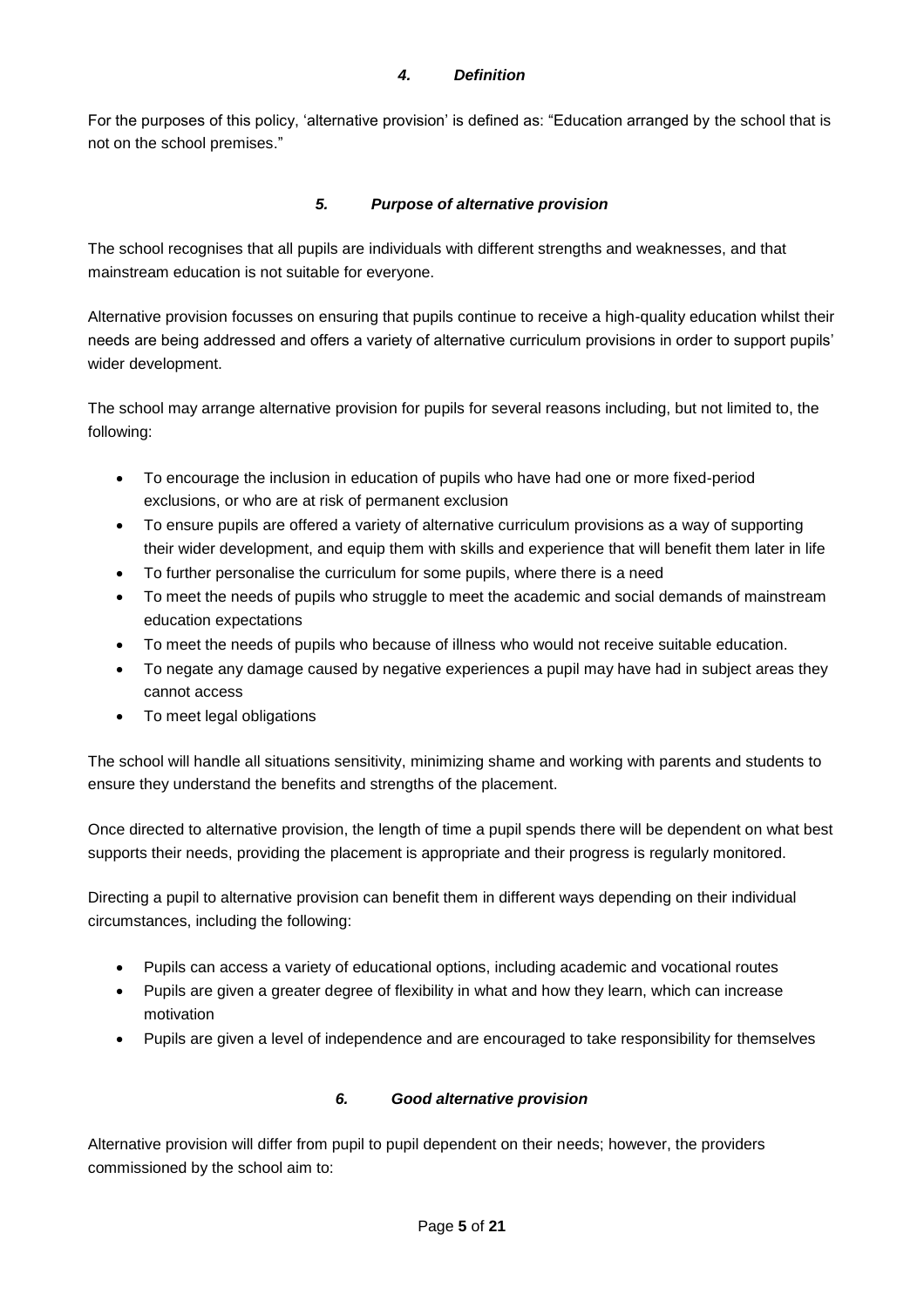### *4. Definition*

For the purposes of this policy, 'alternative provision' is defined as: "Education arranged by the school that is not on the school premises."

### *5. Purpose of alternative provision*

The school recognises that all pupils are individuals with different strengths and weaknesses, and that mainstream education is not suitable for everyone.

Alternative provision focusses on ensuring that pupils continue to receive a high-quality education whilst their needs are being addressed and offers a variety of alternative curriculum provisions in order to support pupils' wider development.

The school may arrange alternative provision for pupils for several reasons including, but not limited to, the following:

- To encourage the inclusion in education of pupils who have had one or more fixed-period exclusions, or who are at risk of permanent exclusion
- To ensure pupils are offered a variety of alternative curriculum provisions as a way of supporting their wider development, and equip them with skills and experience that will benefit them later in life
- To further personalise the curriculum for some pupils, where there is a need
- To meet the needs of pupils who struggle to meet the academic and social demands of mainstream education expectations
- To meet the needs of pupils who because of illness who would not receive suitable education.
- To negate any damage caused by negative experiences a pupil may have had in subject areas they cannot access
- To meet legal obligations

The school will handle all situations sensitivity, minimizing shame and working with parents and students to ensure they understand the benefits and strengths of the placement.

Once directed to alternative provision, the length of time a pupil spends there will be dependent on what best supports their needs, providing the placement is appropriate and their progress is regularly monitored.

Directing a pupil to alternative provision can benefit them in different ways depending on their individual circumstances, including the following:

- Pupils can access a variety of educational options, including academic and vocational routes
- Pupils are given a greater degree of flexibility in what and how they learn, which can increase motivation
- Pupils are given a level of independence and are encouraged to take responsibility for themselves

### *6. Good alternative provision*

Alternative provision will differ from pupil to pupil dependent on their needs; however, the providers commissioned by the school aim to: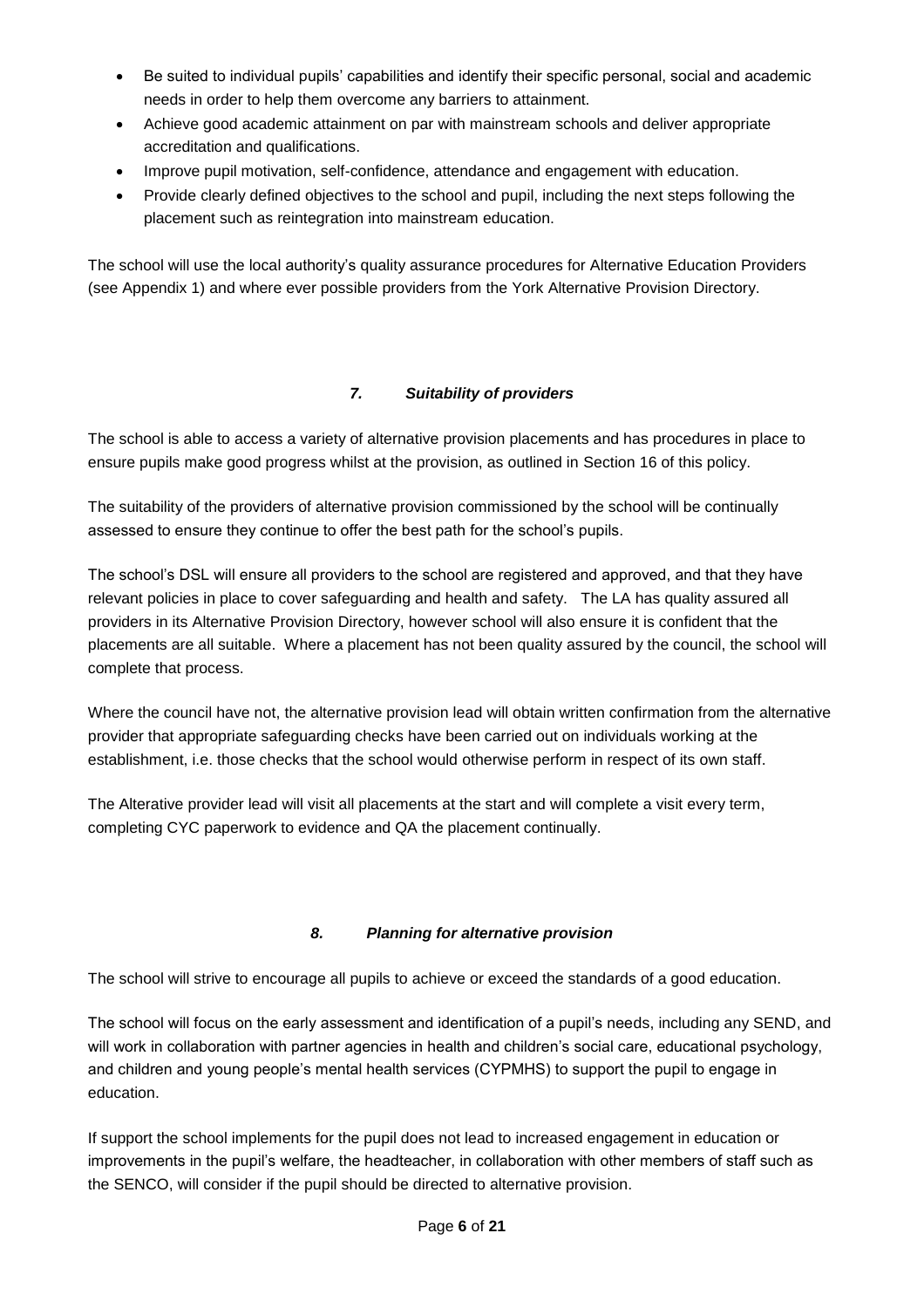- Be suited to individual pupils' capabilities and identify their specific personal, social and academic needs in order to help them overcome any barriers to attainment.
- Achieve good academic attainment on par with mainstream schools and deliver appropriate accreditation and qualifications.
- Improve pupil motivation, self-confidence, attendance and engagement with education.
- Provide clearly defined objectives to the school and pupil, including the next steps following the placement such as reintegration into mainstream education.

The school will use the local authority's quality assurance procedures for Alternative Education Providers (see Appendix 1) and where ever possible providers from the York Alternative Provision Directory.

### *7. Suitability of providers*

The school is able to access a variety of alternative provision placements and has procedures in place to ensure pupils make good progress whilst at the provision, as outlined in Section 16 of this policy.

The suitability of the providers of alternative provision commissioned by the school will be continually assessed to ensure they continue to offer the best path for the school's pupils.

The school's DSL will ensure all providers to the school are registered and approved, and that they have relevant policies in place to cover safeguarding and health and safety. The LA has quality assured all providers in its Alternative Provision Directory, however school will also ensure it is confident that the placements are all suitable. Where a placement has not been quality assured by the council, the school will complete that process.

Where the council have not, the alternative provision lead will obtain written confirmation from the alternative provider that appropriate safeguarding checks have been carried out on individuals working at the establishment, i.e. those checks that the school would otherwise perform in respect of its own staff.

The Alterative provider lead will visit all placements at the start and will complete a visit every term, completing CYC paperwork to evidence and QA the placement continually.

### *8. Planning for alternative provision*

The school will strive to encourage all pupils to achieve or exceed the standards of a good education.

The school will focus on the early assessment and identification of a pupil's needs, including any SEND, and will work in collaboration with partner agencies in health and children's social care, educational psychology, and children and young people's mental health services (CYPMHS) to support the pupil to engage in education.

If support the school implements for the pupil does not lead to increased engagement in education or improvements in the pupil's welfare, the headteacher, in collaboration with other members of staff such as the SENCO, will consider if the pupil should be directed to alternative provision.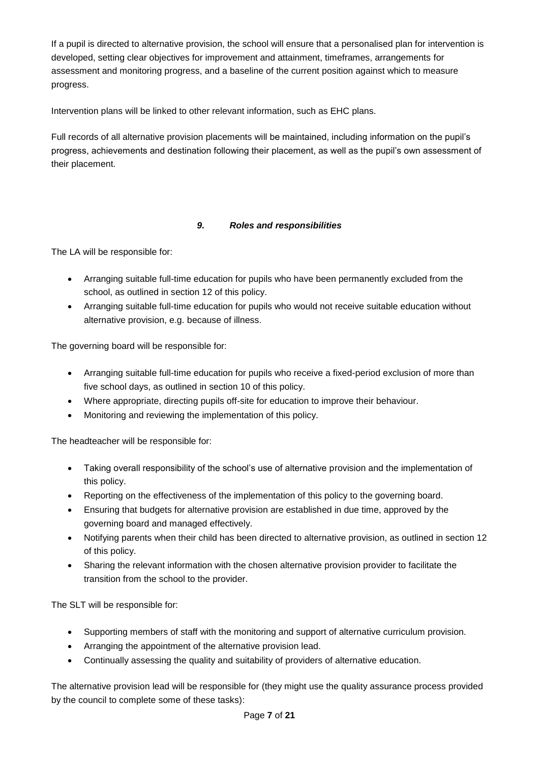If a pupil is directed to alternative provision, the school will ensure that a personalised plan for intervention is developed, setting clear objectives for improvement and attainment, timeframes, arrangements for assessment and monitoring progress, and a baseline of the current position against which to measure progress.

Intervention plans will be linked to other relevant information, such as EHC plans.

Full records of all alternative provision placements will be maintained, including information on the pupil's progress, achievements and destination following their placement, as well as the pupil's own assessment of their placement.

### *9. Roles and responsibilities*

The LA will be responsible for:

- Arranging suitable full-time education for pupils who have been permanently excluded from the school, as outlined in section 12 of this policy.
- Arranging suitable full-time education for pupils who would not receive suitable education without alternative provision, e.g. because of illness.

The governing board will be responsible for:

- Arranging suitable full-time education for pupils who receive a fixed-period exclusion of more than five school days, as outlined in section 10 of this policy.
- Where appropriate, directing pupils off-site for education to improve their behaviour.
- Monitoring and reviewing the implementation of this policy.

The headteacher will be responsible for:

- Taking overall responsibility of the school's use of alternative provision and the implementation of this policy.
- Reporting on the effectiveness of the implementation of this policy to the governing board.
- Ensuring that budgets for alternative provision are established in due time, approved by the governing board and managed effectively.
- Notifying parents when their child has been directed to alternative provision, as outlined in section 12 of this policy.
- Sharing the relevant information with the chosen alternative provision provider to facilitate the transition from the school to the provider.

The SLT will be responsible for:

- Supporting members of staff with the monitoring and support of alternative curriculum provision.
- Arranging the appointment of the alternative provision lead.
- Continually assessing the quality and suitability of providers of alternative education.

The alternative provision lead will be responsible for (they might use the quality assurance process provided by the council to complete some of these tasks):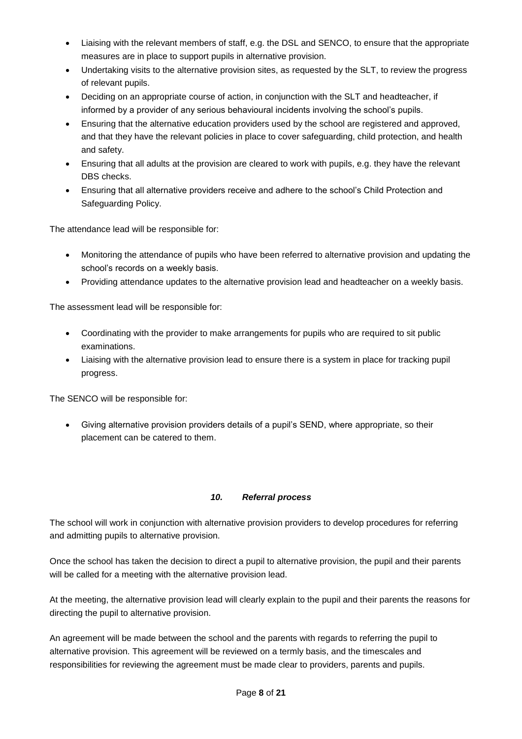- Liaising with the relevant members of staff, e.g. the DSL and SENCO, to ensure that the appropriate measures are in place to support pupils in alternative provision.
- Undertaking visits to the alternative provision sites, as requested by the SLT, to review the progress of relevant pupils.
- Deciding on an appropriate course of action, in conjunction with the SLT and headteacher, if informed by a provider of any serious behavioural incidents involving the school's pupils.
- Ensuring that the alternative education providers used by the school are registered and approved, and that they have the relevant policies in place to cover safeguarding, child protection, and health and safety.
- Ensuring that all adults at the provision are cleared to work with pupils, e.g. they have the relevant DBS checks.
- Ensuring that all alternative providers receive and adhere to the school's Child Protection and Safeguarding Policy.

The attendance lead will be responsible for:

- Monitoring the attendance of pupils who have been referred to alternative provision and updating the school's records on a weekly basis.
- Providing attendance updates to the alternative provision lead and headteacher on a weekly basis.

The assessment lead will be responsible for:

- Coordinating with the provider to make arrangements for pupils who are required to sit public examinations.
- Liaising with the alternative provision lead to ensure there is a system in place for tracking pupil progress.

The SENCO will be responsible for:

- Giving alternative provision providers details of a pupil's SEND, where appropriate, so their placement can be catered to them.

## *10. Referral process*

The school will work in conjunction with alternative provision providers to develop procedures for referring and admitting pupils to alternative provision.

Once the school has taken the decision to direct a pupil to alternative provision, the pupil and their parents will be called for a meeting with the alternative provision lead.

At the meeting, the alternative provision lead will clearly explain to the pupil and their parents the reasons for directing the pupil to alternative provision.

An agreement will be made between the school and the parents with regards to referring the pupil to alternative provision. This agreement will be reviewed on a termly basis, and the timescales and responsibilities for reviewing the agreement must be made clear to providers, parents and pupils.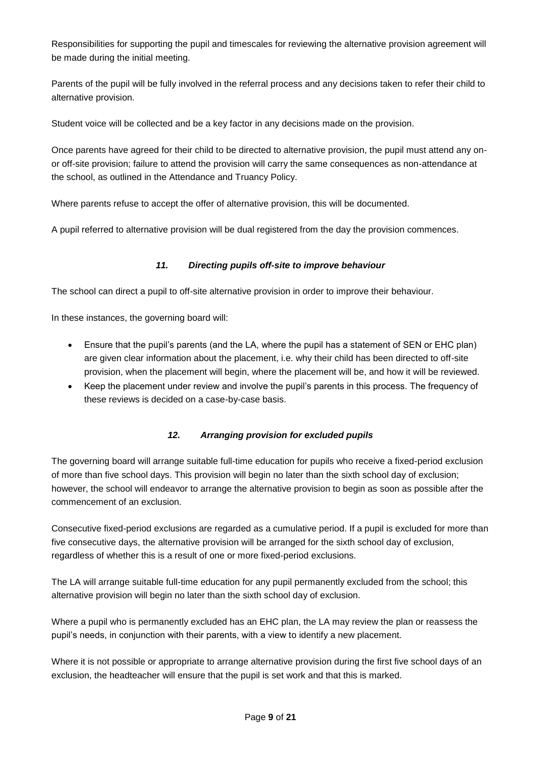Responsibilities for supporting the pupil and timescales for reviewing the alternative provision agreement will be made during the initial meeting.

Parents of the pupil will be fully involved in the referral process and any decisions taken to refer their child to alternative provision.

Student voice will be collected and be a key factor in any decisions made on the provision.

Once parents have agreed for their child to be directed to alternative provision, the pupil must attend any on- or off-site provision; failure to attend the provision will carry the same consequences as non-attendance at the school, as outlined in the Attendance and Truancy Policy.

Where parents refuse to accept the offer of alternative provision, this will be documented.

A pupil referred to alternative provision will be dual registered from the day the provision commences.

### *11. Directing pupils off-site to improve behaviour*

The school can direct a pupil to off-site alternative provision in order to improve their behaviour.

In these instances, the governing board will:

- Ensure that the pupil's parents (and the LA, where the pupil has a statement of SEN or EHC plan) are given clear information about the placement, i.e. why their child has been directed to off-site provision, when the placement will begin, where the placement will be, and how it will be reviewed.
- Keep the placement under review and involve the pupil's parents in this process. The frequency of these reviews is decided on a case-by-case basis.

### *12. Arranging provision for excluded pupils*

The governing board will arrange suitable full-time education for pupils who receive a fixed-period exclusion of more than five school days. This provision will begin no later than the sixth school day of exclusion; however, the school will endeavor to arrange the alternative provision to begin as soon as possible after the commencement of an exclusion.

Consecutive fixed-period exclusions are regarded as a cumulative period. If a pupil is excluded for more than five consecutive days, the alternative provision will be arranged for the sixth school day of exclusion, regardless of whether this is a result of one or more fixed-period exclusions.

The LA will arrange suitable full-time education for any pupil permanently excluded from the school; this alternative provision will begin no later than the sixth school day of exclusion.

Where a pupil who is permanently excluded has an EHC plan, the LA may review the plan or reassess the pupil's needs, in conjunction with their parents, with a view to identify a new placement.

Where it is not possible or appropriate to arrange alternative provision during the first five school days of an exclusion, the headteacher will ensure that the pupil is set work and that this is marked.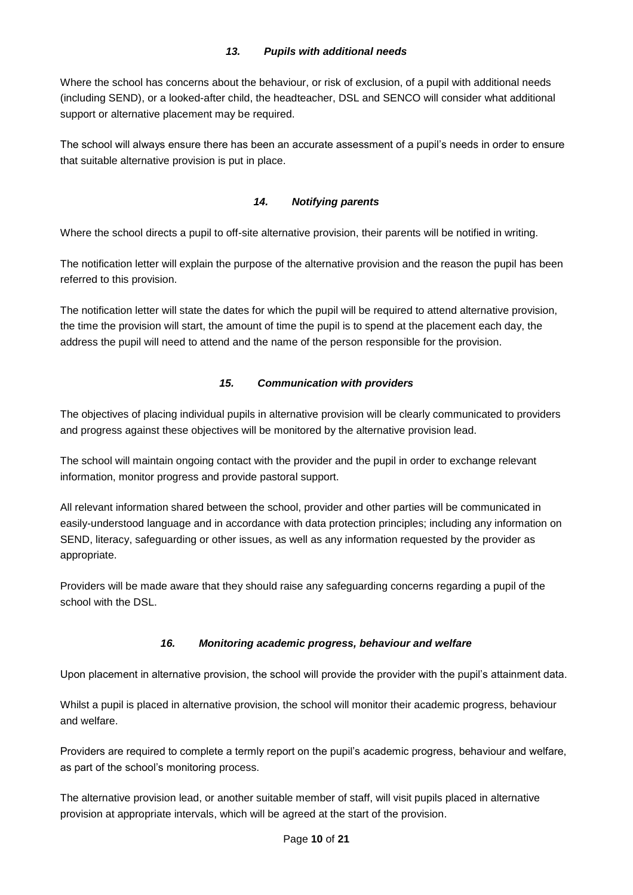### *13. Pupils with additional needs*

Where the school has concerns about the behaviour, or risk of exclusion, of a pupil with additional needs (including SEND), or a looked-after child, the headteacher, DSL and SENCO will consider what additional support or alternative placement may be required.

The school will always ensure there has been an accurate assessment of a pupil's needs in order to ensure that suitable alternative provision is put in place.

### *14. Notifying parents*

Where the school directs a pupil to off-site alternative provision, their parents will be notified in writing.

The notification letter will explain the purpose of the alternative provision and the reason the pupil has been referred to this provision.

The notification letter will state the dates for which the pupil will be required to attend alternative provision, the time the provision will start, the amount of time the pupil is to spend at the placement each day, the address the pupil will need to attend and the name of the person responsible for the provision.

### *15. Communication with providers*

The objectives of placing individual pupils in alternative provision will be clearly communicated to providers and progress against these objectives will be monitored by the alternative provision lead.

The school will maintain ongoing contact with the provider and the pupil in order to exchange relevant information, monitor progress and provide pastoral support.

All relevant information shared between the school, provider and other parties will be communicated in easily-understood language and in accordance with data protection principles; including any information on SEND, literacy, safeguarding or other issues, as well as any information requested by the provider as appropriate.

Providers will be made aware that they should raise any safeguarding concerns regarding a pupil of the school with the DSL.

### *16. Monitoring academic progress, behaviour and welfare*

Upon placement in alternative provision, the school will provide the provider with the pupil's attainment data.

Whilst a pupil is placed in alternative provision, the school will monitor their academic progress, behaviour and welfare.

Providers are required to complete a termly report on the pupil's academic progress, behaviour and welfare, as part of the school's monitoring process.

The alternative provision lead, or another suitable member of staff, will visit pupils placed in alternative provision at appropriate intervals, which will be agreed at the start of the provision.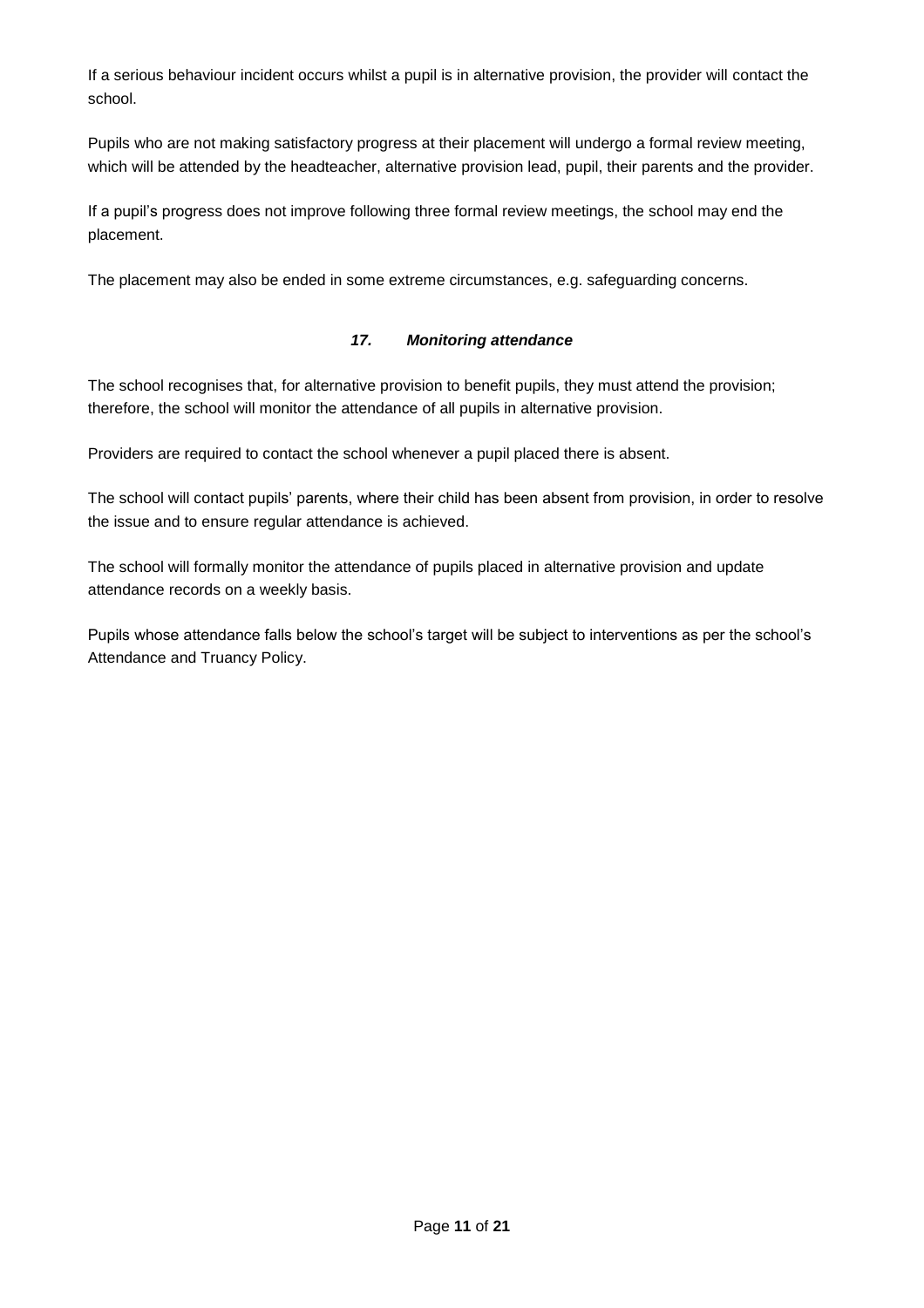If a serious behaviour incident occurs whilst a pupil is in alternative provision, the provider will contact the school.

Pupils who are not making satisfactory progress at their placement will undergo a formal review meeting, which will be attended by the headteacher, alternative provision lead, pupil, their parents and the provider.

If a pupil's progress does not improve following three formal review meetings, the school may end the placement.

The placement may also be ended in some extreme circumstances, e.g. safeguarding concerns.

## *17. Monitoring attendance*

The school recognises that, for alternative provision to benefit pupils, they must attend the provision; therefore, the school will monitor the attendance of all pupils in alternative provision.

Providers are required to contact the school whenever a pupil placed there is absent.

The school will contact pupils' parents, where their child has been absent from provision, in order to resolve the issue and to ensure regular attendance is achieved.

The school will formally monitor the attendance of pupils placed in alternative provision and update attendance records on a weekly basis.

Pupils whose attendance falls below the school's target will be subject to interventions as per the school's Attendance and Truancy Policy.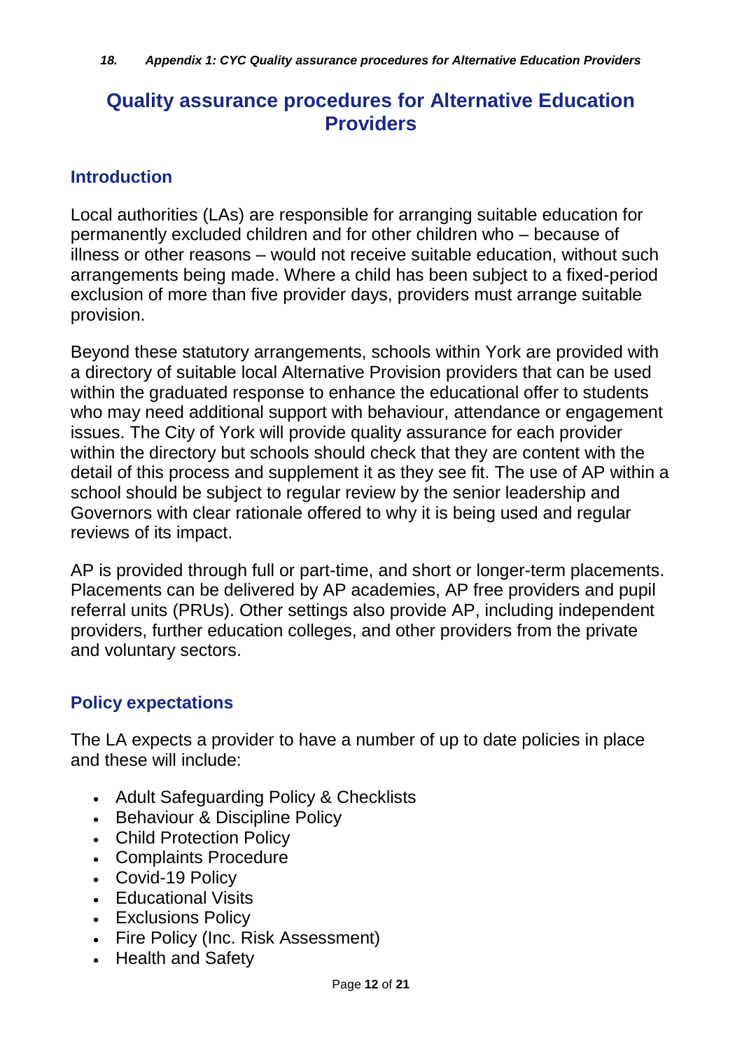*18. Appendix 1: CYC Quality assurance procedures for Alternative Education Providers*

# Quality assurance procedures for Alternative Education Providers

## Introduction

Local authorities (LAs) are responsible for arranging suitable education for permanently excluded children and for other children who – because of illness or other reasons – would not receive suitable education, without such arrangements being made. Where a child has been subject to a fixed-period exclusion of more than five provider days, providers must arrange suitable provision.

Beyond these statutory arrangements, schools within York are provided with a directory of suitable local Alternative Provision providers that can be used within the graduated response to enhance the educational offer to students who may need additional support with behaviour, attendance or engagement issues. The City of York will provide quality assurance for each provider within the directory but schools should check that they are content with the detail of this process and supplement it as they see fit. The use of AP within a school should be subject to regular review by the senior leadership and Governors with clear rationale offered to why it is being used and regular reviews of its impact.

AP is provided through full or part-time, and short or longer-term placements. Placements can be delivered by AP academies, AP free providers and pupil referral units (PRUs). Other settings also provide AP, including independent providers, further education colleges, and other providers from the private and voluntary sectors.

## Policy expectations

The LA expects a provider to have a number of up to date policies in place and these will include:

- Adult Safeguarding Policy & Checklists
- Behaviour & Discipline Policy
- Child Protection Policy
- Complaints Procedure
- Covid-19 Policy
- Educational Visits
- Exclusions Policy
- Fire Policy (Inc. Risk Assessment)
- Health and Safety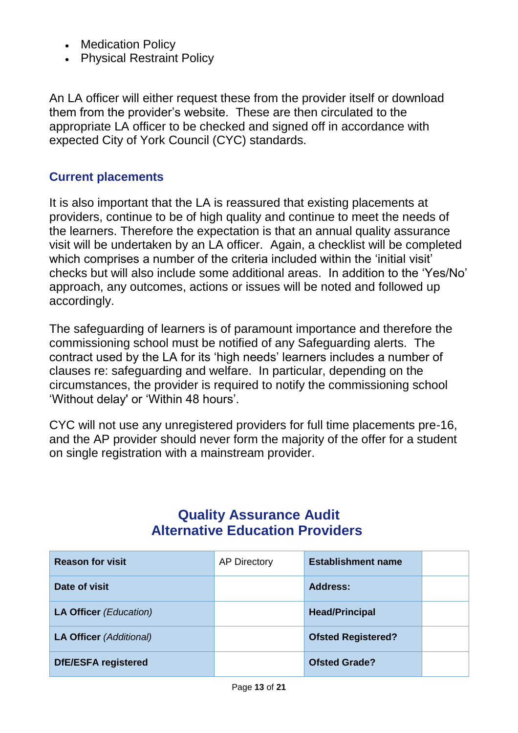- Medication Policy
- Physical Restraint Policy

An LA officer will either request these from the provider itself or download them from the provider's website. These are then circulated to the appropriate LA officer to be checked and signed off in accordance with expected City of York Council (CYC) standards.

### Current placements

It is also important that the LA is reassured that existing placements at providers, continue to be of high quality and continue to meet the needs of the learners. Therefore the expectation is that an annual quality assurance visit will be undertaken by an LA officer. Again, a checklist will be completed which comprises a number of the criteria included within the 'initial visit' checks but will also include some additional areas. In addition to the 'Yes/No' approach, any outcomes, actions or issues will be noted and followed up accordingly.

The safeguarding of learners is of paramount importance and therefore the commissioning school must be notified of any Safeguarding alerts. The contract used by the LA for its 'high needs' learners includes a number of clauses re: safeguarding and welfare. In particular, depending on the circumstances, the provider is required to notify the commissioning school 'Without delay' or 'Within 48 hours'.

CYC will not use any unregistered providers for full time placements pre-16, and the AP provider should never form the majority of the offer for a student on single registration with a mainstream provider.

## Quality Assurance Audit
## Alternative Education Providers

| **Reason for visit** | AP Directory | **Establishment name** | |
|---|---|---|---|
| **Date of visit** | | **Address:** | |
| **LA Officer** *(Education)* | | **Head/Principal** | |
| **LA Officer** *(Additional)* | | **Ofsted Registered?** | |
| **DfE/ESFA registered** | | **Ofsted Grade?** | |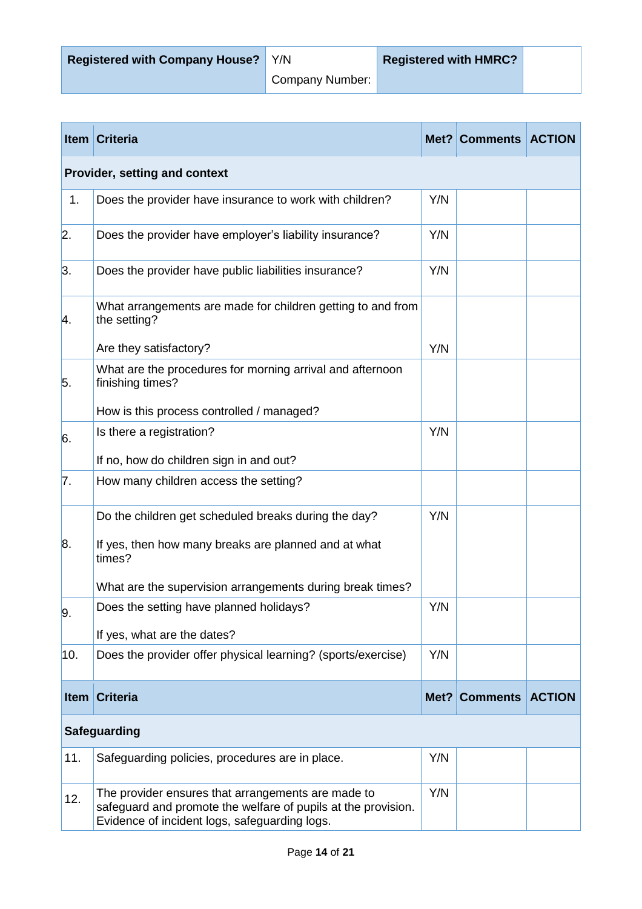| Registered with Company House? | Y/N<br>Company Number: | Registered with HMRC? | |
|---|---|---|---|

| Item | Criteria | Met? | Comments | ACTION |
|---|---|---|---|---|
| **Provider, setting and context** | | | | |
| 1. | Does the provider have insurance to work with children? | Y/N | | |
| 2. | Does the provider have employer's liability insurance? | Y/N | | |
| 3. | Does the provider have public liabilities insurance? | Y/N | | |
| 4. | What arrangements are made for children getting to and from the setting?<br><br>Are they satisfactory? | Y/N | | |
| 5. | What are the procedures for morning arrival and afternoon finishing times?<br><br>How is this process controlled / managed? | | | |
| 6. | Is there a registration?<br><br>If no, how do children sign in and out? | Y/N | | |
| 7. | How many children access the setting? | | | |
| 8. | Do the children get scheduled breaks during the day?<br><br>If yes, then how many breaks are planned and at what times?<br><br>What are the supervision arrangements during break times? | Y/N | | |
| 9. | Does the setting have planned holidays?<br><br>If yes, what are the dates? | Y/N | | |
| 10. | Does the provider offer physical learning? (sports/exercise) | Y/N | | |
| **Item** | **Criteria** | **Met?** | **Comments** | **ACTION** |
| **Safeguarding** | | | | |
| 11. | Safeguarding policies, procedures are in place. | Y/N | | |
| 12. | The provider ensures that arrangements are made to safeguard and promote the welfare of pupils at the provision. Evidence of incident logs, safeguarding logs. | Y/N | | |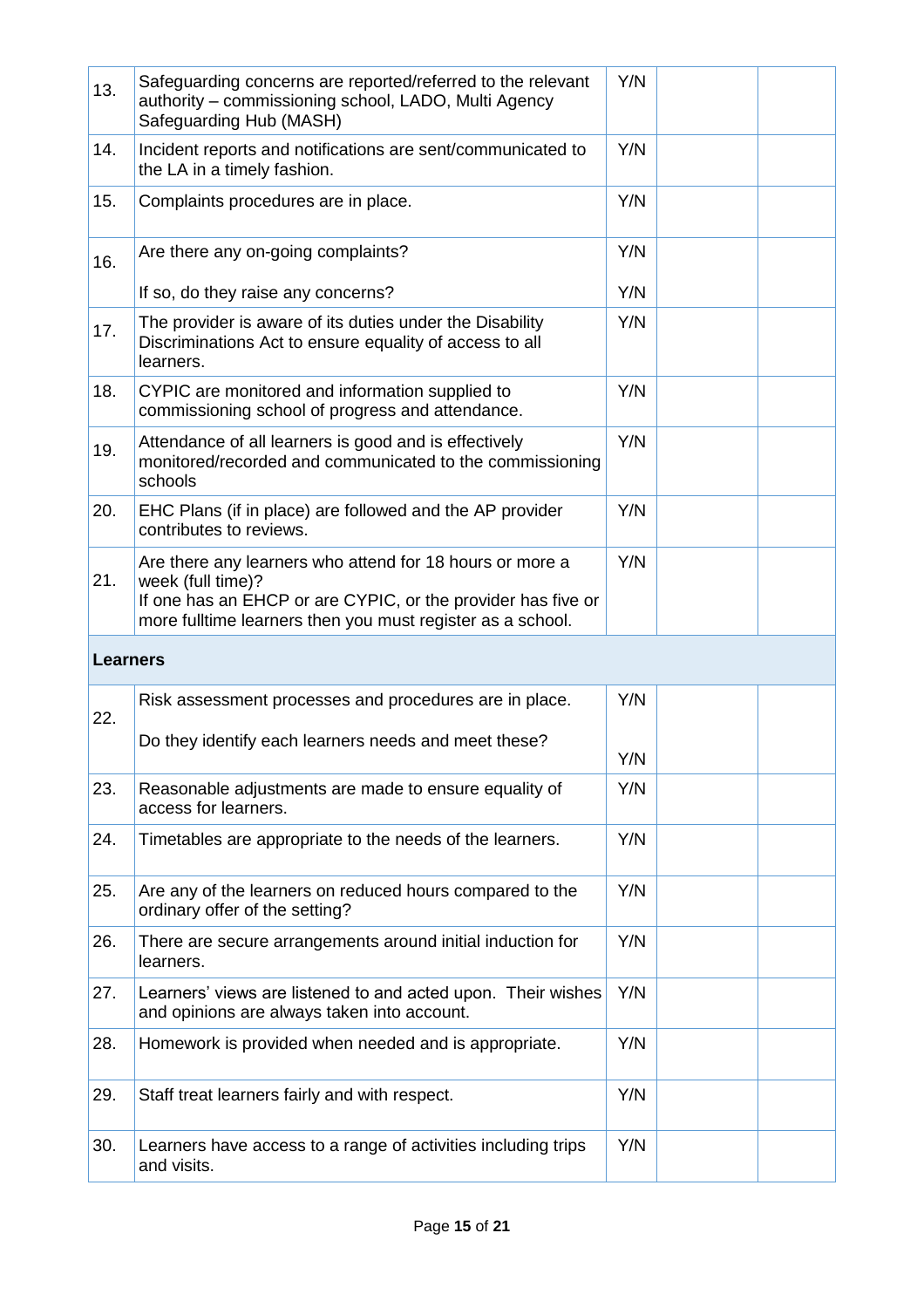| | | | | |
|---|---|---|---|---|
| 13. | Safeguarding concerns are reported/referred to the relevant authority – commissioning school, LADO, Multi Agency Safeguarding Hub (MASH) | Y/N | | |
| 14. | Incident reports and notifications are sent/communicated to the LA in a timely fashion. | Y/N | | |
| 15. | Complaints procedures are in place. | Y/N | | |
| 16. | Are there any on-going complaints?<br><br>If so, do they raise any concerns? | Y/N<br><br>Y/N | | |
| 17. | The provider is aware of its duties under the Disability Discriminations Act to ensure equality of access to all learners. | Y/N | | |
| 18. | CYPIC are monitored and information supplied to commissioning school of progress and attendance. | Y/N | | |
| 19. | Attendance of all learners is good and is effectively monitored/recorded and communicated to the commissioning schools | Y/N | | |
| 20. | EHC Plans (if in place) are followed and the AP provider contributes to reviews. | Y/N | | |
| 21. | Are there any learners who attend for 18 hours or more a week (full time)?<br>If one has an EHCP or are CYPIC, or the provider has five or more fulltime learners then you must register as a school. | Y/N | | |
| **Learners** | | | | |
| 22. | Risk assessment processes and procedures are in place.<br><br>Do they identify each learners needs and meet these? | Y/N<br><br>Y/N | | |
| 23. | Reasonable adjustments are made to ensure equality of access for learners. | Y/N | | |
| 24. | Timetables are appropriate to the needs of the learners. | Y/N | | |
| 25. | Are any of the learners on reduced hours compared to the ordinary offer of the setting? | Y/N | | |
| 26. | There are secure arrangements around initial induction for learners. | Y/N | | |
| 27. | Learners' views are listened to and acted upon. Their wishes and opinions are always taken into account. | Y/N | | |
| 28. | Homework is provided when needed and is appropriate. | Y/N | | |
| 29. | Staff treat learners fairly and with respect. | Y/N | | |
| 30. | Learners have access to a range of activities including trips and visits. | Y/N | | |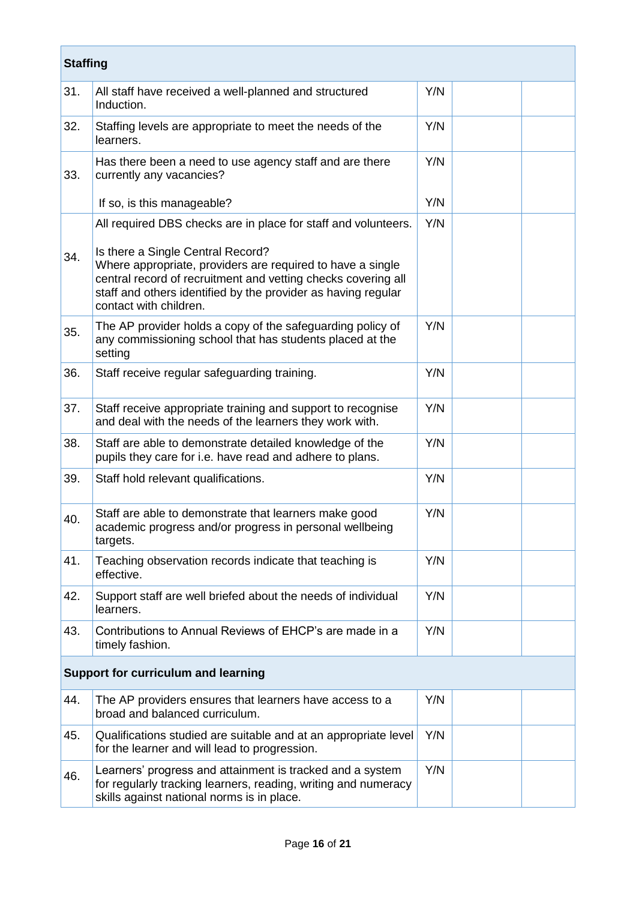| Staffing | | | | |
|---|---|---|---|---|
| 31. | All staff have received a well-planned and structured Induction. | Y/N | | |
| 32. | Staffing levels are appropriate to meet the needs of the learners. | Y/N | | |
| 33. | Has there been a need to use agency staff and are there currently any vacancies?<br><br>If so, is this manageable? | Y/N<br><br>Y/N | | |
| 34. | All required DBS checks are in place for staff and volunteers.<br><br>Is there a Single Central Record?<br>Where appropriate, providers are required to have a single central record of recruitment and vetting checks covering all staff and others identified by the provider as having regular contact with children. | Y/N | | |
| 35. | The AP provider holds a copy of the safeguarding policy of any commissioning school that has students placed at the setting | Y/N | | |
| 36. | Staff receive regular safeguarding training. | Y/N | | |
| 37. | Staff receive appropriate training and support to recognise and deal with the needs of the learners they work with. | Y/N | | |
| 38. | Staff are able to demonstrate detailed knowledge of the pupils they care for i.e. have read and adhere to plans. | Y/N | | |
| 39. | Staff hold relevant qualifications. | Y/N | | |
| 40. | Staff are able to demonstrate that learners make good academic progress and/or progress in personal wellbeing targets. | Y/N | | |
| 41. | Teaching observation records indicate that teaching is effective. | Y/N | | |
| 42. | Support staff are well briefed about the needs of individual learners. | Y/N | | |
| 43. | Contributions to Annual Reviews of EHCP's are made in a timely fashion. | Y/N | | |
| **Support for curriculum and learning** | | | | |
| 44. | The AP providers ensures that learners have access to a broad and balanced curriculum. | Y/N | | |
| 45. | Qualifications studied are suitable and at an appropriate level for the learner and will lead to progression. | Y/N | | |
| 46. | Learners' progress and attainment is tracked and a system for regularly tracking learners, reading, writing and numeracy skills against national norms is in place. | Y/N | | |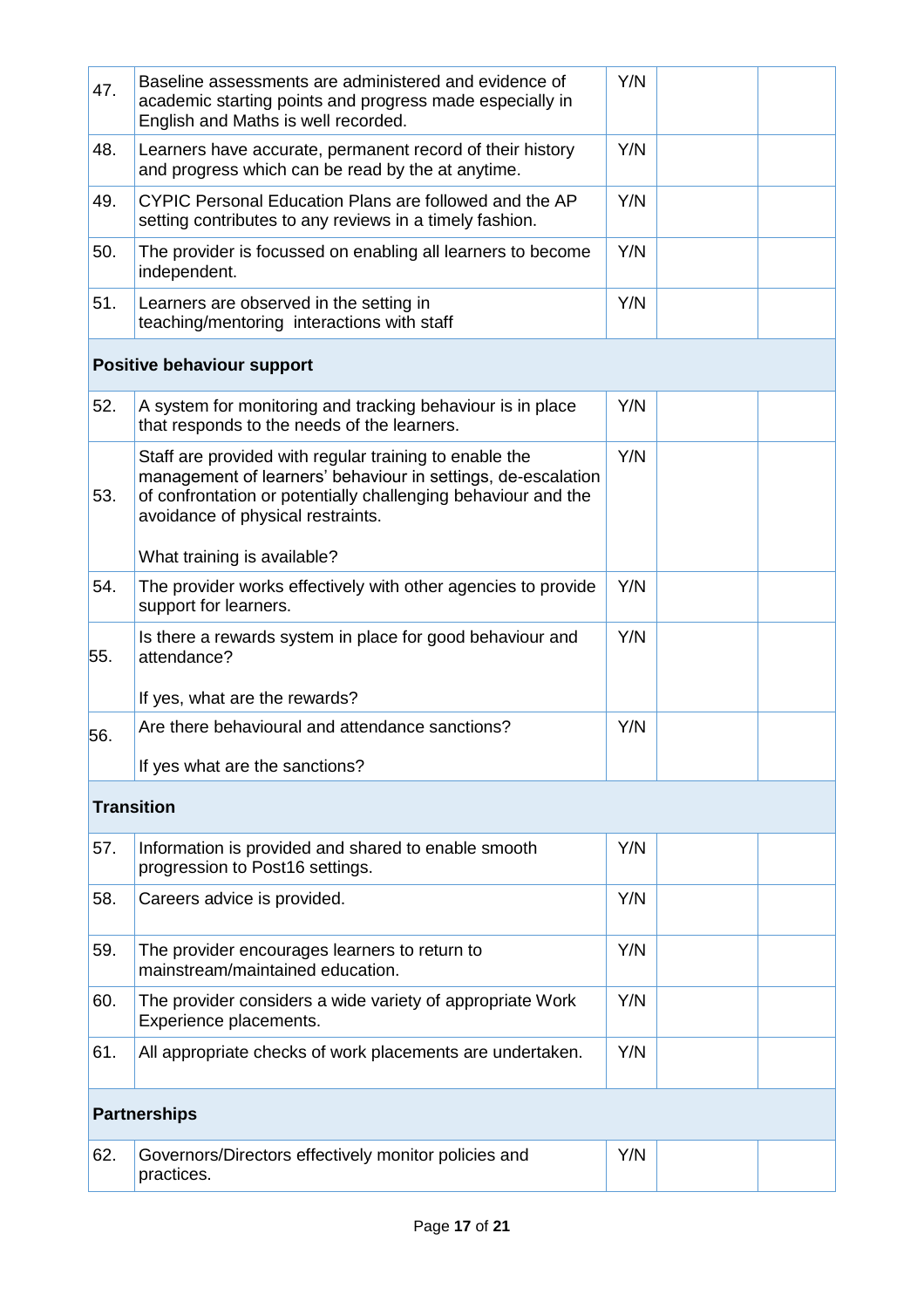| | | | | |
|---|---|---|---|---|
| 47. | Baseline assessments are administered and evidence of academic starting points and progress made especially in English and Maths is well recorded. | Y/N | | |
| 48. | Learners have accurate, permanent record of their history and progress which can be read by the at anytime. | Y/N | | |
| 49. | CYPIC Personal Education Plans are followed and the AP setting contributes to any reviews in a timely fashion. | Y/N | | |
| 50. | The provider is focussed on enabling all learners to become independent. | Y/N | | |
| 51. | Learners are observed in the setting in teaching/mentoring interactions with staff | Y/N | | |
| **Positive behaviour support** | | | | |
| 52. | A system for monitoring and tracking behaviour is in place that responds to the needs of the learners. | Y/N | | |
| 53. | Staff are provided with regular training to enable the management of learners' behaviour in settings, de-escalation of confrontation or potentially challenging behaviour and the avoidance of physical restraints.<br><br>What training is available? | Y/N | | |
| 54. | The provider works effectively with other agencies to provide support for learners. | Y/N | | |
| 55. | Is there a rewards system in place for good behaviour and attendance?<br><br>If yes, what are the rewards? | Y/N | | |
| 56. | Are there behavioural and attendance sanctions?<br><br>If yes what are the sanctions? | Y/N | | |
| **Transition** | | | | |
| 57. | Information is provided and shared to enable smooth progression to Post16 settings. | Y/N | | |
| 58. | Careers advice is provided. | Y/N | | |
| 59. | The provider encourages learners to return to mainstream/maintained education. | Y/N | | |
| 60. | The provider considers a wide variety of appropriate Work Experience placements. | Y/N | | |
| 61. | All appropriate checks of work placements are undertaken. | Y/N | | |
| **Partnerships** | | | | |
| 62. | Governors/Directors effectively monitor policies and practices. | Y/N | | |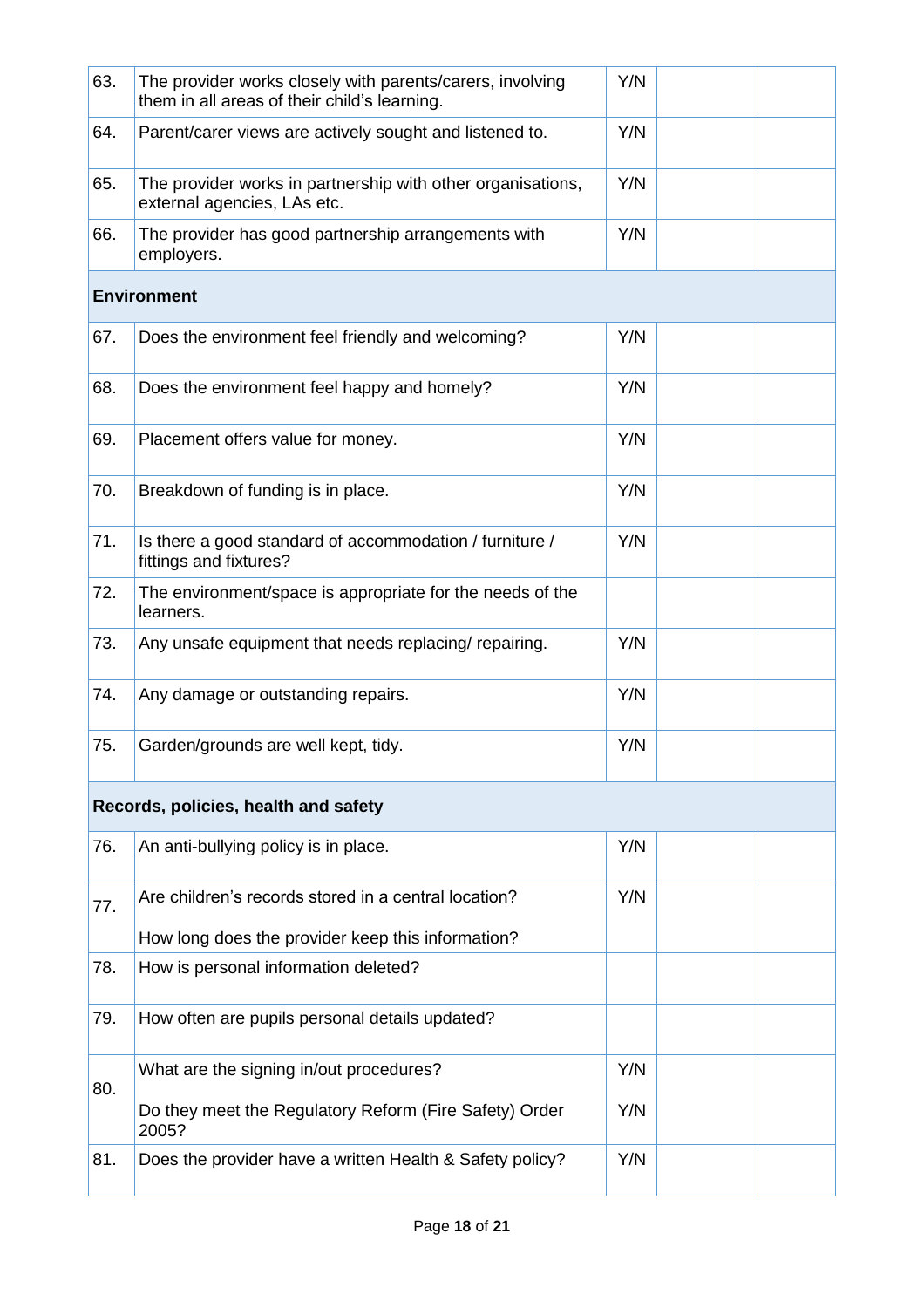| | | | | |
|---|---|---|---|---|
| 63. | The provider works closely with parents/carers, involving them in all areas of their child's learning. | Y/N | | |
| 64. | Parent/carer views are actively sought and listened to. | Y/N | | |
| 65. | The provider works in partnership with other organisations, external agencies, LAs etc. | Y/N | | |
| 66. | The provider has good partnership arrangements with employers. | Y/N | | |
| **Environment** | | | | |
| 67. | Does the environment feel friendly and welcoming? | Y/N | | |
| 68. | Does the environment feel happy and homely? | Y/N | | |
| 69. | Placement offers value for money. | Y/N | | |
| 70. | Breakdown of funding is in place. | Y/N | | |
| 71. | Is there a good standard of accommodation / furniture / fittings and fixtures? | Y/N | | |
| 72. | The environment/space is appropriate for the needs of the learners. | | | |
| 73. | Any unsafe equipment that needs replacing/ repairing. | Y/N | | |
| 74. | Any damage or outstanding repairs. | Y/N | | |
| 75. | Garden/grounds are well kept, tidy. | Y/N | | |
| **Records, policies, health and safety** | | | | |
| 76. | An anti-bullying policy is in place. | Y/N | | |
| 77. | Are children's records stored in a central location?<br><br>How long does the provider keep this information? | Y/N | | |
| 78. | How is personal information deleted? | | | |
| 79. | How often are pupils personal details updated? | | | |
| 80. | What are the signing in/out procedures?<br><br>Do they meet the Regulatory Reform (Fire Safety) Order 2005? | Y/N<br><br>Y/N | | |
| 81. | Does the provider have a written Health & Safety policy? | Y/N | | |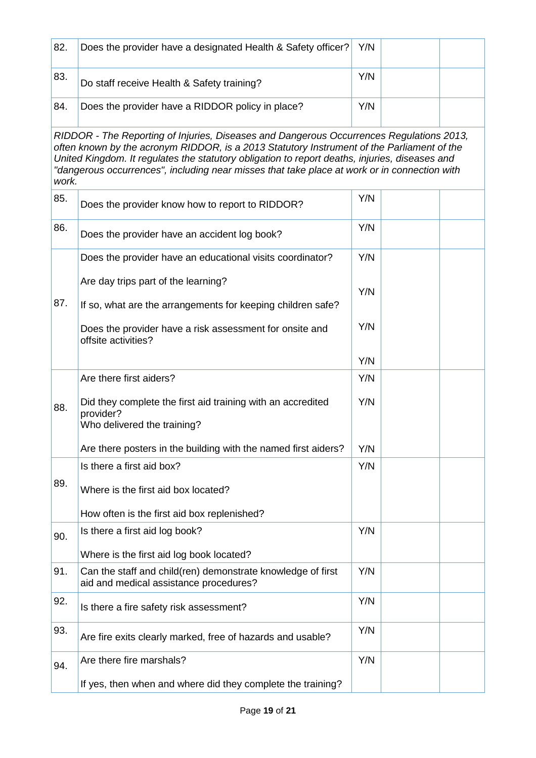| | | | | |
|---|---|---|---|---|
| 82. | Does the provider have a designated Health & Safety officer? | Y/N | | |
| 83. | Do staff receive Health & Safety training? | Y/N | | |
| 84. | Does the provider have a RIDDOR policy in place? | Y/N | | |
| *RIDDOR - The Reporting of Injuries, Diseases and Dangerous Occurrences Regulations 2013, often known by the acronym RIDDOR, is a 2013 Statutory Instrument of the Parliament of the United Kingdom. It regulates the statutory obligation to report deaths, injuries, diseases and "dangerous occurrences", including near misses that take place at work or in connection with work.* | | | | |
| 85. | Does the provider know how to report to RIDDOR? | Y/N | | |
| 86. | Does the provider have an accident log book? | Y/N | | |
| 87. | Does the provider have an educational visits coordinator?<br><br>Are day trips part of the learning?<br><br>If so, what are the arrangements for keeping children safe?<br><br>Does the provider have a risk assessment for onsite and offsite activities? | Y/N<br><br>Y/N<br><br>Y/N<br><br>Y/N | | |
| 88. | Are there first aiders?<br><br>Did they complete the first aid training with an accredited provider?<br>Who delivered the training?<br><br>Are there posters in the building with the named first aiders? | Y/N<br><br>Y/N<br><br>Y/N | | |
| 89. | Is there a first aid box?<br><br>Where is the first aid box located?<br><br>How often is the first aid box replenished? | Y/N | | |
| 90. | Is there a first aid log book?<br><br>Where is the first aid log book located? | Y/N | | |
| 91. | Can the staff and child(ren) demonstrate knowledge of first aid and medical assistance procedures? | Y/N | | |
| 92. | Is there a fire safety risk assessment? | Y/N | | |
| 93. | Are fire exits clearly marked, free of hazards and usable? | Y/N | | |
| 94. | Are there fire marshals?<br><br>If yes, then when and where did they complete the training? | Y/N | | |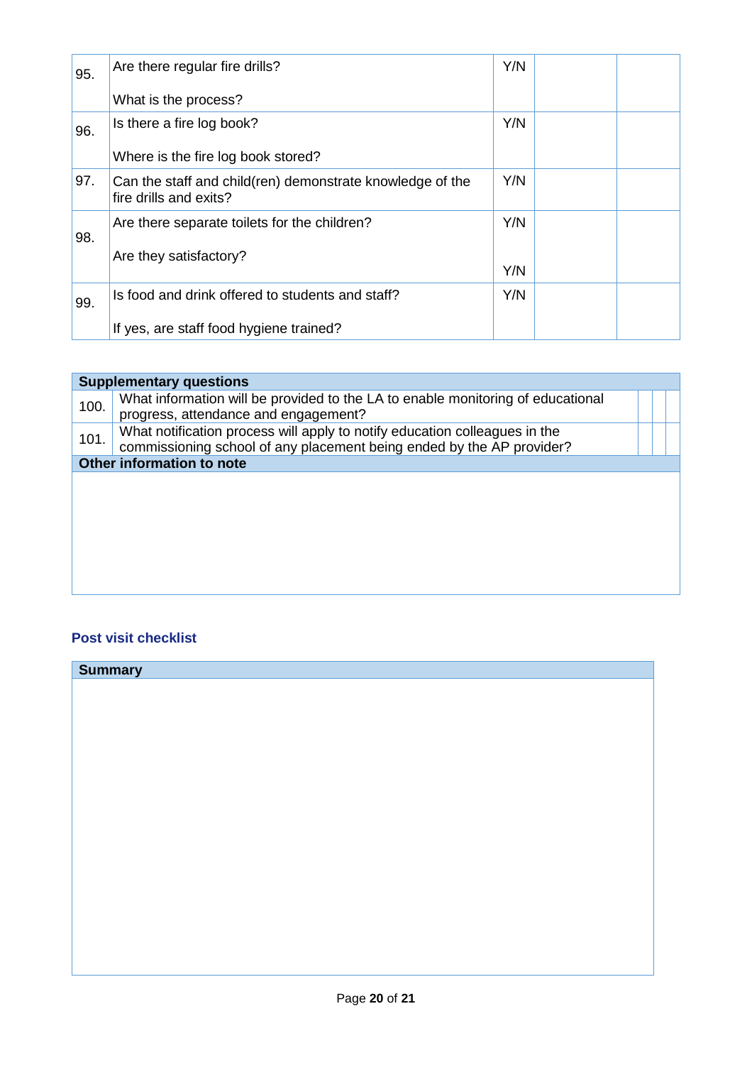| | | | | |
|---|---|---|---|---|
| 95. | Are there regular fire drills?<br><br>What is the process? | Y/N | | |
| 96. | Is there a fire log book?<br><br>Where is the fire log book stored? | Y/N | | |
| 97. | Can the staff and child(ren) demonstrate knowledge of the fire drills and exits? | Y/N | | |
| 98. | Are there separate toilets for the children?<br><br>Are they satisfactory? | Y/N<br><br>Y/N | | |
| 99. | Is food and drink offered to students and staff?<br><br>If yes, are staff food hygiene trained? | Y/N | | |

| **Supplementary questions** | | | |
|---|---|---|---|
| 100. | What information will be provided to the LA to enable monitoring of educational progress, attendance and engagement? | | |
| 101. | What notification process will apply to notify education colleagues in the commissioning school of any placement being ended by the AP provider? | | |
| **Other information to note** | | | |
| | | | |

## Post visit checklist

| **Summary** |
|---|
| |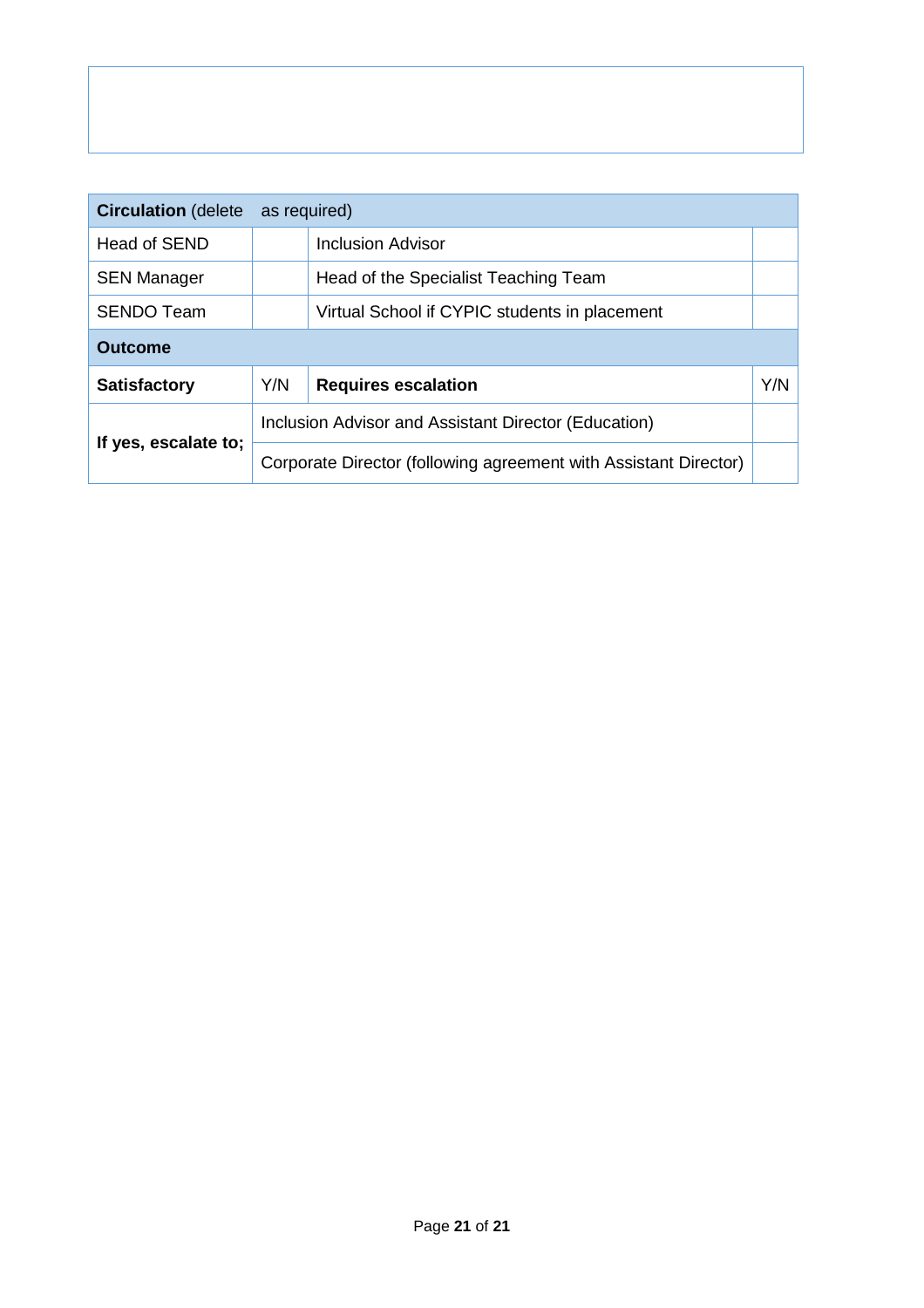| **Circulation** (delete as required) | | | |
|---|---|---|---|
| Head of SEND | | Inclusion Advisor | |
| SEN Manager | | Head of the Specialist Teaching Team | |
| SENDO Team | | Virtual School if CYPIC students in placement | |
| **Outcome** | | | |
| **Satisfactory** | Y/N | **Requires escalation** | Y/N |
| **If yes, escalate to;** | Inclusion Advisor and Assistant Director (Education) | | |
| | Corporate Director (following agreement with Assistant Director) | | |